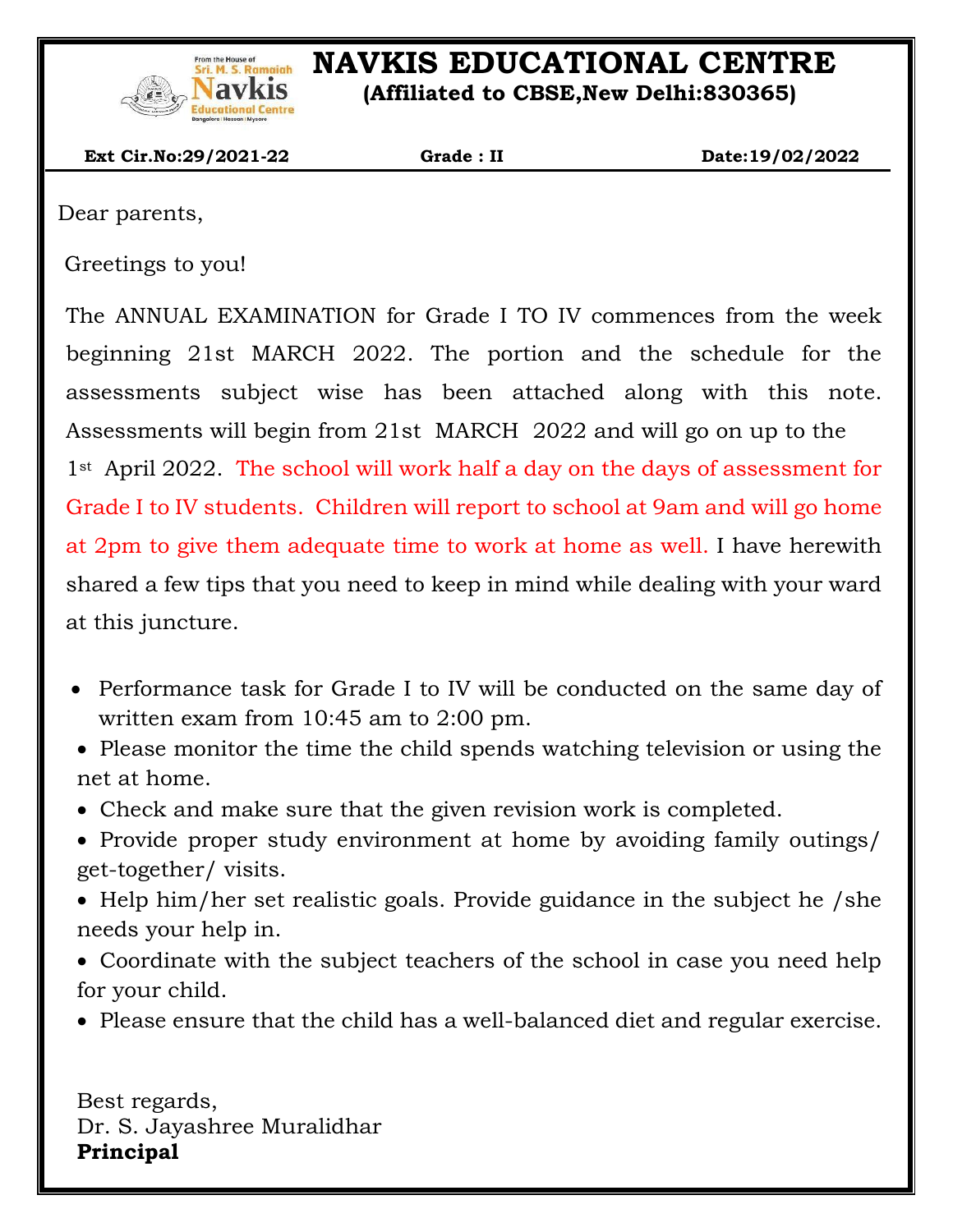# NAVKIS EDUCATIONAL CENTRE

**(Affiliated to CBSE,New Delhi:830365)**

From the House of Sri. M. S. Ramaiah Navkis Educational Centre Bangalore | Hassan | Mysore

**Ext Cir.No:29/2021-22** **Grade : II** **Date:19/02/2022**

Dear parents,

Greetings to you!

The ANNUAL EXAMINATION for Grade I TO IV commences from the week beginning 21st MARCH 2022. The portion and the schedule for the assessments subject wise has been attached along with this note. Assessments will begin from 21st MARCH 2022 and will go on up to the 1st April 2022. The school will work half a day on the days of assessment for Grade I to IV students. Children will report to school at 9am and will go home at 2pm to give them adequate time to work at home as well. I have herewith shared a few tips that you need to keep in mind while dealing with your ward at this juncture.

- Performance task for Grade I to IV will be conducted on the same day of written exam from 10:45 am to 2:00 pm.
- Please monitor the time the child spends watching television or using the net at home.
- Check and make sure that the given revision work is completed.
- Provide proper study environment at home by avoiding family outings/ get-together/ visits.
- Help him/her set realistic goals. Provide guidance in the subject he /she needs your help in.
- Coordinate with the subject teachers of the school in case you need help for your child.
- Please ensure that the child has a well-balanced diet and regular exercise.

Best regards,
Dr. S. Jayashree Muralidhar
**Principal**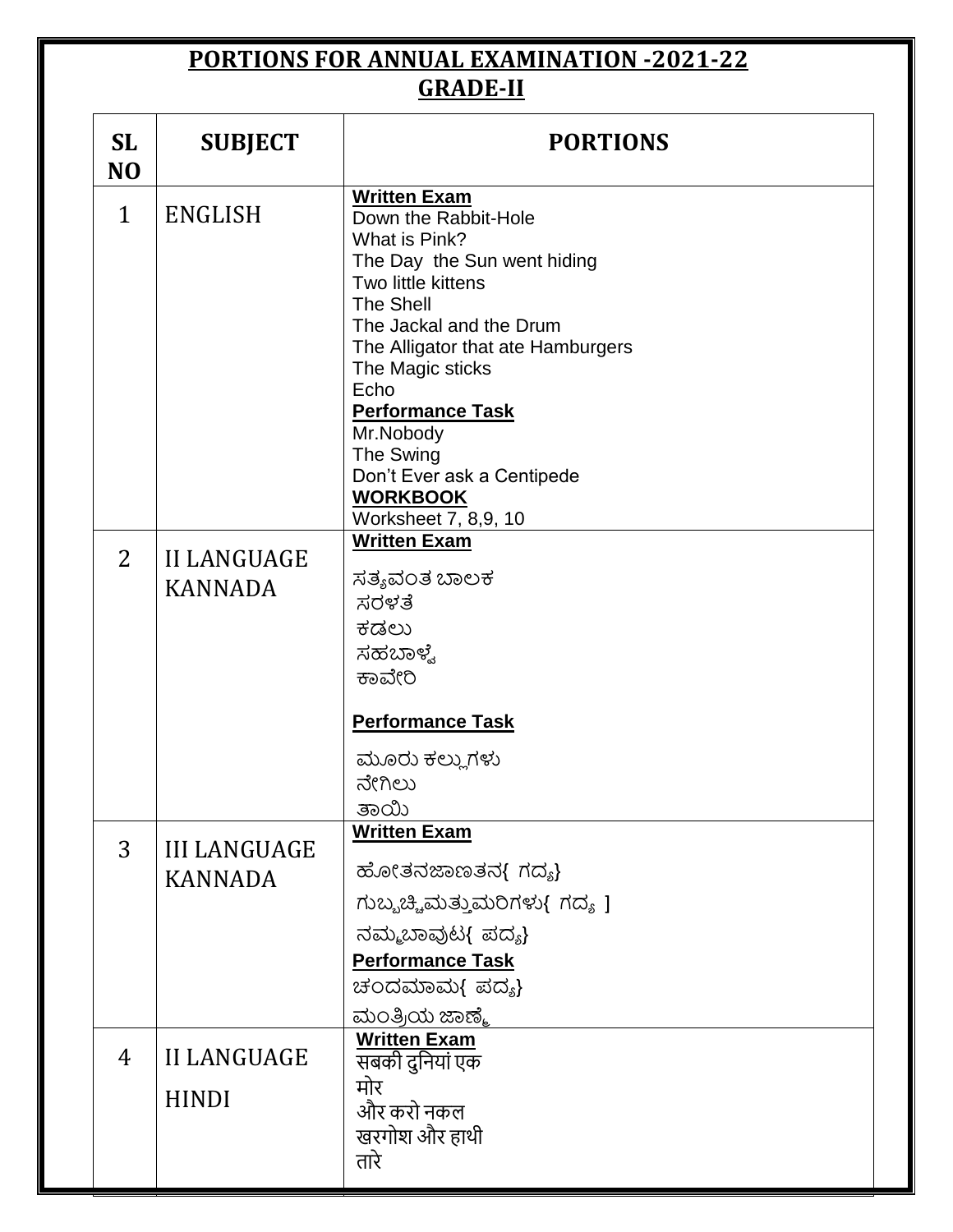# PORTIONS FOR ANNUAL EXAMINATION -2021-22
## GRADE-II

| SL NO | SUBJECT | PORTIONS |
|---|---|---|
| 1 | ENGLISH | **Written Exam**<br>Down the Rabbit-Hole<br>What is Pink?<br>The Day the Sun went hiding<br>Two little kittens<br>The Shell<br>The Jackal and the Drum<br>The Alligator that ate Hamburgers<br>The Magic sticks<br>Echo<br>**Performance Task**<br>Mr.Nobody<br>The Swing<br>Don't Ever ask a Centipede<br>**WORKBOOK**<br>Worksheet 7, 8,9, 10 |
| 2 | II LANGUAGE KANNADA | **Written Exam**<br>ಸತ್ಯವಂತ ಬಾಲಕ<br>ಸರಳತೆ<br>ಕಡಲು<br>ಸಹಬಾಳ್ವೆ<br>ಕಾವೇರಿ<br>**Performance Task**<br>ಮೂರು ಕಲ್ಲುಗಳು<br>ನೇಗಿಲು<br>ತಾಯಿ |
| 3 | III LANGUAGE KANNADA | **Written Exam**<br>ಹೋತನಜಾಣತನ{ ಗದ್ಯ}<br>ಗುಬ್ಬಚ್ಚಿಮತ್ತುಮರಿಗಳು{ ಗದ್ಯ ]<br>ನಮ್ಮಬಾವುಟ{ ಪದ್ಯ}<br>**Performance Task**<br>ಚಂದಮಾಮ{ ಪದ್ಯ}<br>ಮಂತ್ರಿಯ ಜಾಣ್ಮೆ |
| 4 | II LANGUAGE HINDI | **Written Exam**<br>सबकी दुनियां एक<br>मोर<br>और करो नकल<br>खरगोश और हाथी<br>तारे |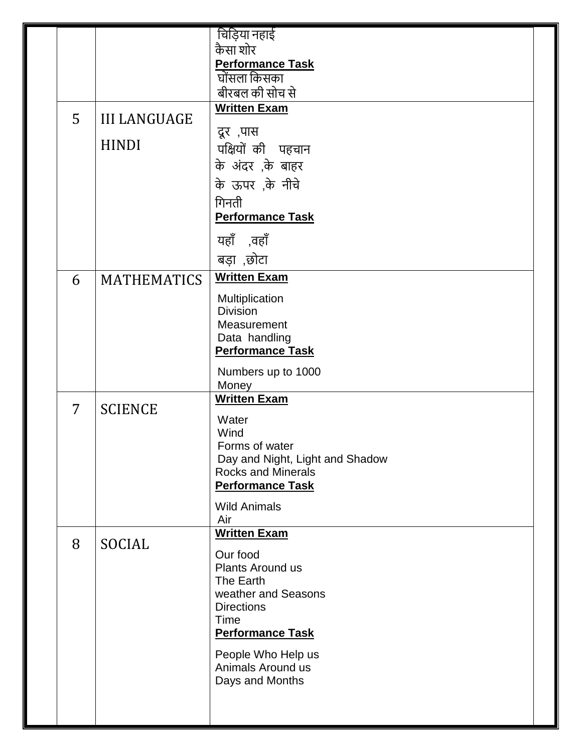| | | |
|---|---|---|
| | | चिड़िया नहाई<br>कैसा शोर<br>**Performance Task**<br>घोंसला किसका<br>बीरबल की सोच से |
| 5 | III LANGUAGE HINDI | **Written Exam**<br>दूर ,पास<br>पक्षियों की पहचान<br>के अंदर ,के बाहर<br>के ऊपर ,के नीचे<br>गिनती<br>**Performance Task**<br>यहाँ ,वहाँ<br>बड़ा ,छोटा |
| 6 | MATHEMATICS | **Written Exam**<br>Multiplication<br>Division<br>Measurement<br>Data handling<br>**Performance Task**<br>Numbers up to 1000<br>Money |
| 7 | SCIENCE | **Written Exam**<br>Water<br>Wind<br>Forms of water<br>Day and Night, Light and Shadow<br>Rocks and Minerals<br>**Performance Task**<br>Wild Animals<br>Air |
| 8 | SOCIAL | **Written Exam**<br>Our food<br>Plants Around us<br>The Earth<br>weather and Seasons<br>Directions<br>Time<br>**Performance Task**<br>People Who Help us<br>Animals Around us<br>Days and Months |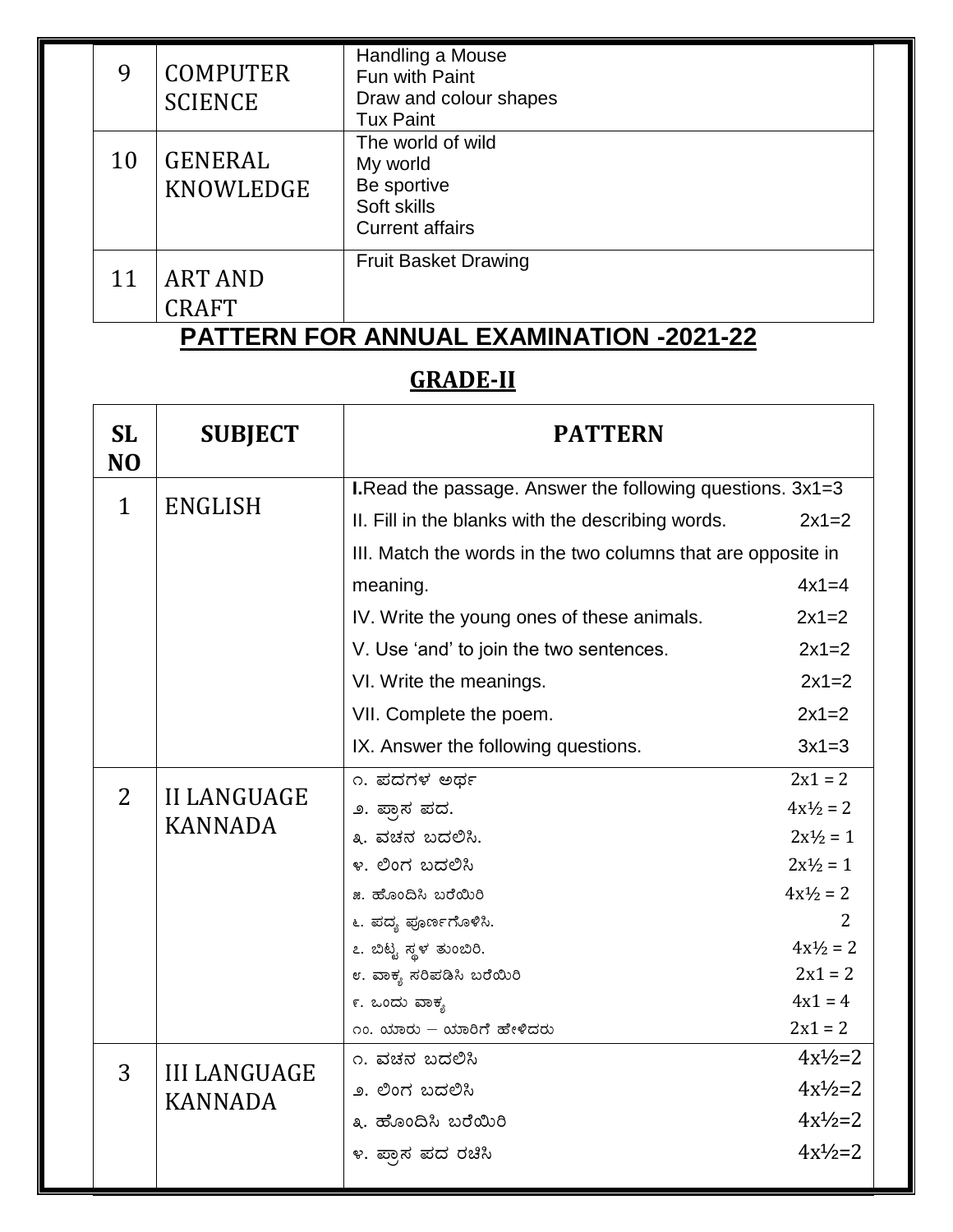| | | |
|---|---|---|
| 9 | COMPUTER SCIENCE | Handling a Mouse<br>Fun with Paint<br>Draw and colour shapes<br>Tux Paint |
| 10 | GENERAL KNOWLEDGE | The world of wild<br>My world<br>Be sportive<br>Soft skills<br>Current affairs |
| 11 | ART AND CRAFT | Fruit Basket Drawing |

# PATTERN FOR ANNUAL EXAMINATION -2021-22

## GRADE-II

| SL NO | SUBJECT | PATTERN |
|---|---|---|
| 1 | ENGLISH | **I.** Read the passage. Answer the following questions. 3x1=3<br>II. Fill in the blanks with the describing words. 2x1=2<br>III. Match the words in the two columns that are opposite in meaning. 4x1=4<br>IV. Write the young ones of these animals. 2x1=2<br>V. Use 'and' to join the two sentences. 2x1=2<br>VI. Write the meanings. 2x1=2<br>VII. Complete the poem. 2x1=2<br>IX. Answer the following questions. 3x1=3 |
| 2 | II LANGUAGE KANNADA | ೧. ಪದಗಳ ಅರ್ಥ 2x1 = 2<br>೨. ಪ್ರಾಸ ಪದ. 4x½ = 2<br>೩. ವಚನ ಬದಲಿಸಿ. 2x½ = 1<br>೪. ಲಿಂಗ ಬದಲಿಸಿ 2x½ = 1<br>೫. ಹೊಂದಿಸಿ ಬರೆಯಿರಿ 4x½ = 2<br>೬. ಪದ್ಯ ಪೂರ್ಣಗೊಳಿಸಿ. 2<br>೭. ಬಿಟ್ಟ ಸ್ಥಳ ತುಂಬಿರಿ. 4x½ = 2<br>೮. ವಾಕ್ಯ ಸರಿಪಡಿಸಿ ಬರೆಯಿರಿ 2x1 = 2<br>೯. ಒಂದು ವಾಕ್ಯ 4x1 = 4<br>೧೦. ಯಾರು – ಯಾರಿಗೆ ಹೇಳಿದರು 2x1 = 2 |
| 3 | III LANGUAGE KANNADA | ೧. ವಚನ ಬದಲಿಸಿ 4x½=2<br>೨. ಲಿಂಗ ಬದಲಿಸಿ 4x½=2<br>೩. ಹೊಂದಿಸಿ ಬರೆಯಿರಿ 4x½=2<br>೪. ಪ್ರಾಸ ಪದ ರಚಿಸಿ 4x½=2 |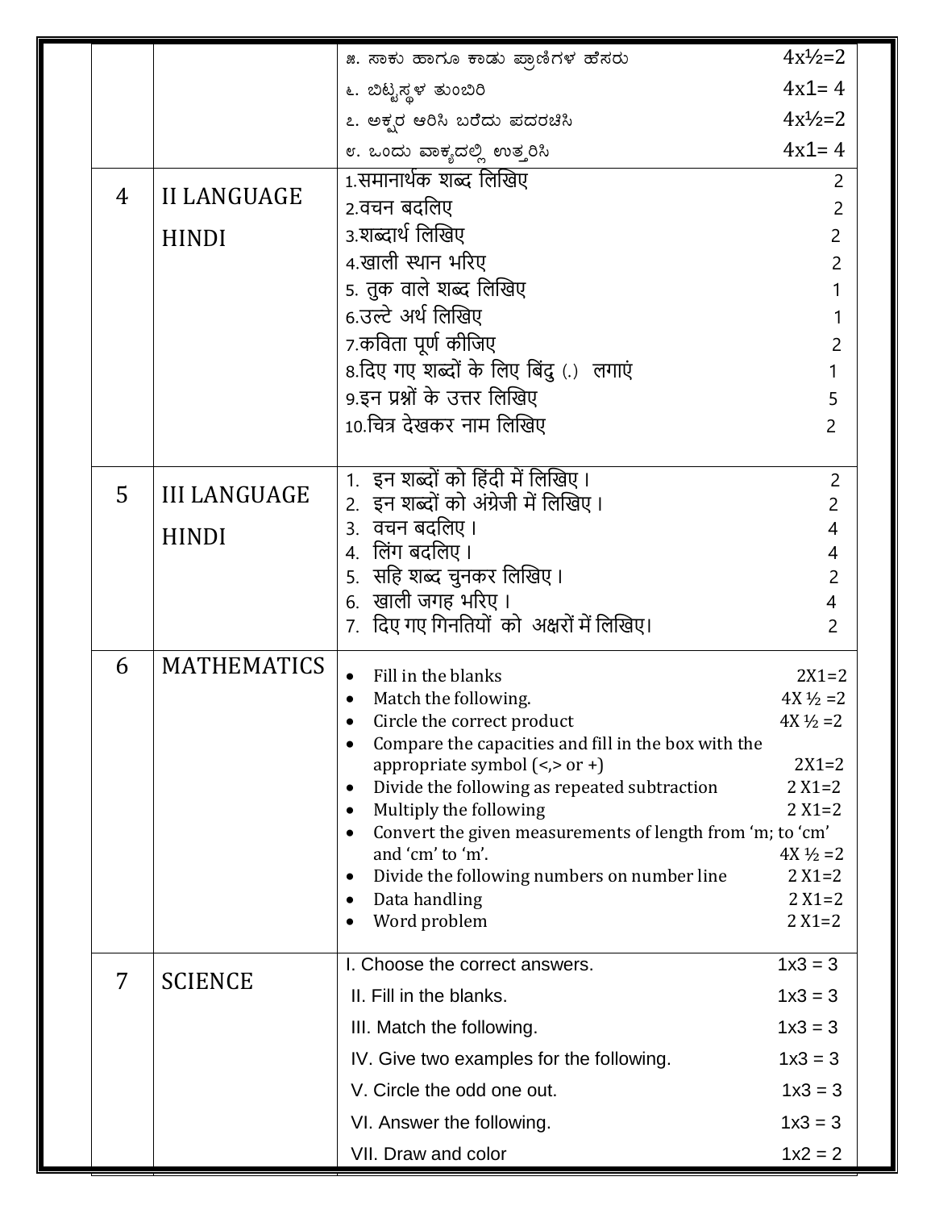| | | | |
|---|---|---|---|
| | | ೫. ಸಾಕು ಹಾಗೂ ಕಾಡು ಪ್ರಾಣಿಗಳ ಹೆಸರು 4x½=2<br>೬. ಬಿಟ್ಟಸ್ಥಳ ತುಂಬಿರಿ 4x1= 4<br>೭. ಅಕ್ಷರ ಆರಿಸಿ ಬರೆದು ಪದರಚಿಸಿ 4x½=2<br>೮. ಒಂದು ವಾಕ್ಯದಲ್ಲಿ ಉತ್ತರಿಸಿ 4x1= 4 | |
| 4 | II LANGUAGE HINDI | 1.समानार्थक शब्द लिखिए 2<br>2.वचन बदलिए 2<br>3.शब्दार्थ लिखिए 2<br>4.खाली स्थान भरिए 2<br>5. तुक वाले शब्द लिखिए 1<br>6.उल्टे अर्थ लिखिए 1<br>7.कविता पूर्ण कीजिए 2<br>8.दिए गए शब्दों के लिए बिंदु (.) लगाएं 1<br>9.इन प्रश्नों के उत्तर लिखिए 5<br>10.चित्र देखकर नाम लिखिए 2 | |
| 5 | III LANGUAGE HINDI | 1. इन शब्दों को हिंदी में लिखिए। 2<br>2. इन शब्दों को अंग्रेजी में लिखिए। 2<br>3. वचन बदलिए। 4<br>4. लिंग बदलिए। 4<br>5. सहि शब्द चुनकर लिखिए। 2<br>6. खाली जगह भरिए। 4<br>7. दिए गए गिनतियों को अक्षरों में लिखिए। 2 | |
| 6 | MATHEMATICS | • Fill in the blanks 2X1=2<br>• Match the following. 4X ½ =2<br>• Circle the correct product 4X ½ =2<br>• Compare the capacities and fill in the box with the appropriate symbol (<,> or +) 2X1=2<br>• Divide the following as repeated subtraction 2 X1=2<br>• Multiply the following 2 X1=2<br>• Convert the given measurements of length from 'm; to 'cm' and 'cm' to 'm'. 4X ½ =2<br>• Divide the following numbers on number line 2 X1=2<br>• Data handling 2 X1=2<br>• Word problem 2 X1=2 | |
| 7 | SCIENCE | I. Choose the correct answers. 1x3 = 3<br>II. Fill in the blanks. 1x3 = 3<br>III. Match the following. 1x3 = 3<br>IV. Give two examples for the following. 1x3 = 3<br>V. Circle the odd one out. 1x3 = 3<br>VI. Answer the following. 1x3 = 3<br>VII. Draw and color 1x2 = 2 | |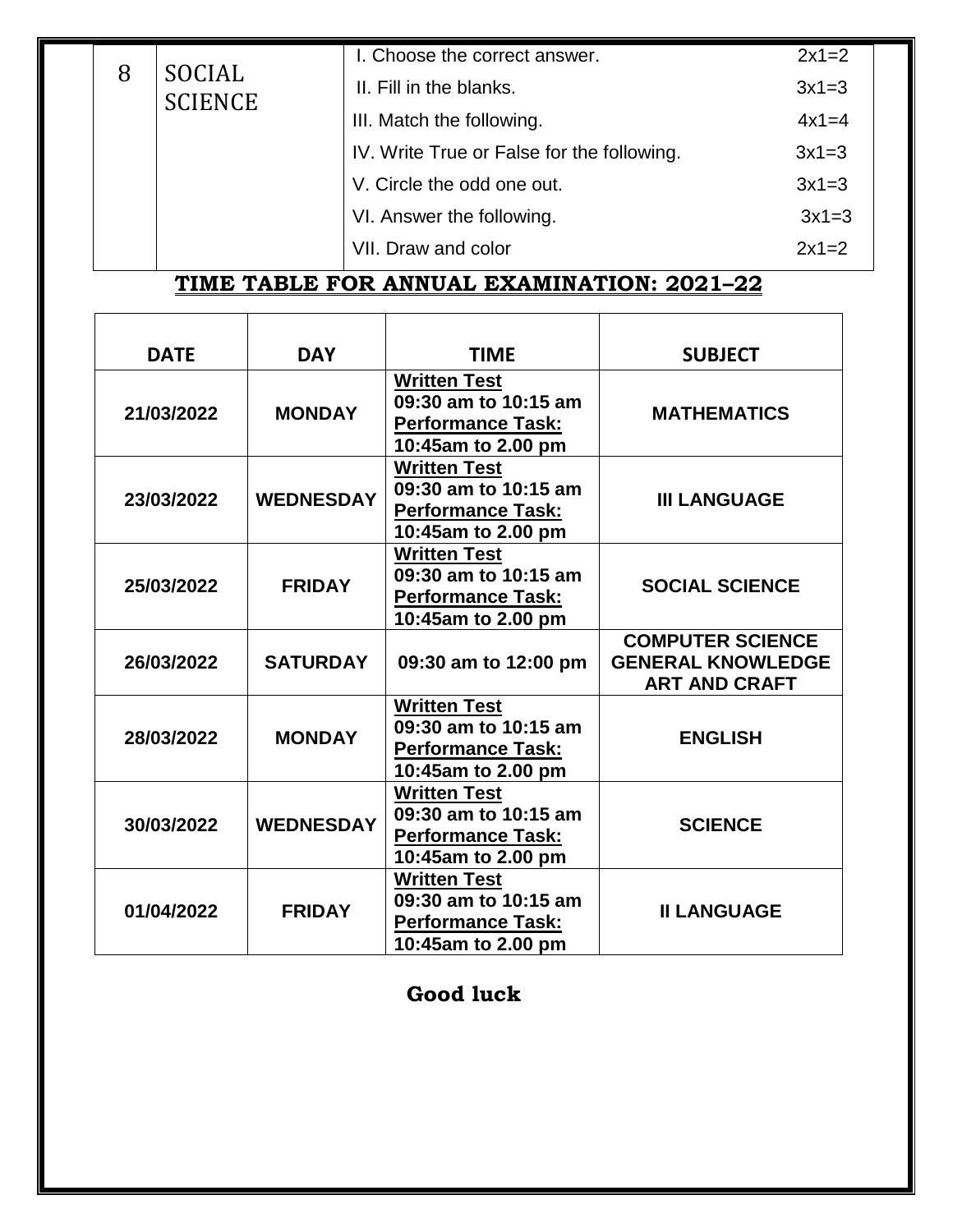| | | | |
|---|---|---|---|
| 8 | SOCIAL SCIENCE | I. Choose the correct answer. | 2x1=2 |
| | | II. Fill in the blanks. | 3x1=3 |
| | | III. Match the following. | 4x1=4 |
| | | IV. Write True or False for the following. | 3x1=3 |
| | | V. Circle the odd one out. | 3x1=3 |
| | | VI. Answer the following. | 3x1=3 |
| | | VII. Draw and color | 2x1=2 |

## TIME TABLE FOR ANNUAL EXAMINATION: 2021–22

| DATE | DAY | TIME | SUBJECT |
|---|---|---|---|
| 21/03/2022 | MONDAY | **Written Test** 09:30 am to 10:15 am **Performance Task:** 10:45am to 2.00 pm | MATHEMATICS |
| 23/03/2022 | WEDNESDAY | **Written Test** 09:30 am to 10:15 am **Performance Task:** 10:45am to 2.00 pm | III LANGUAGE |
| 25/03/2022 | FRIDAY | **Written Test** 09:30 am to 10:15 am **Performance Task:** 10:45am to 2.00 pm | SOCIAL SCIENCE |
| 26/03/2022 | SATURDAY | 09:30 am to 12:00 pm | COMPUTER SCIENCE GENERAL KNOWLEDGE ART AND CRAFT |
| 28/03/2022 | MONDAY | **Written Test** 09:30 am to 10:15 am **Performance Task:** 10:45am to 2.00 pm | ENGLISH |
| 30/03/2022 | WEDNESDAY | **Written Test** 09:30 am to 10:15 am **Performance Task:** 10:45am to 2.00 pm | SCIENCE |
| 01/04/2022 | FRIDAY | **Written Test** 09:30 am to 10:15 am **Performance Task:** 10:45am to 2.00 pm | II LANGUAGE |

**Good luck**